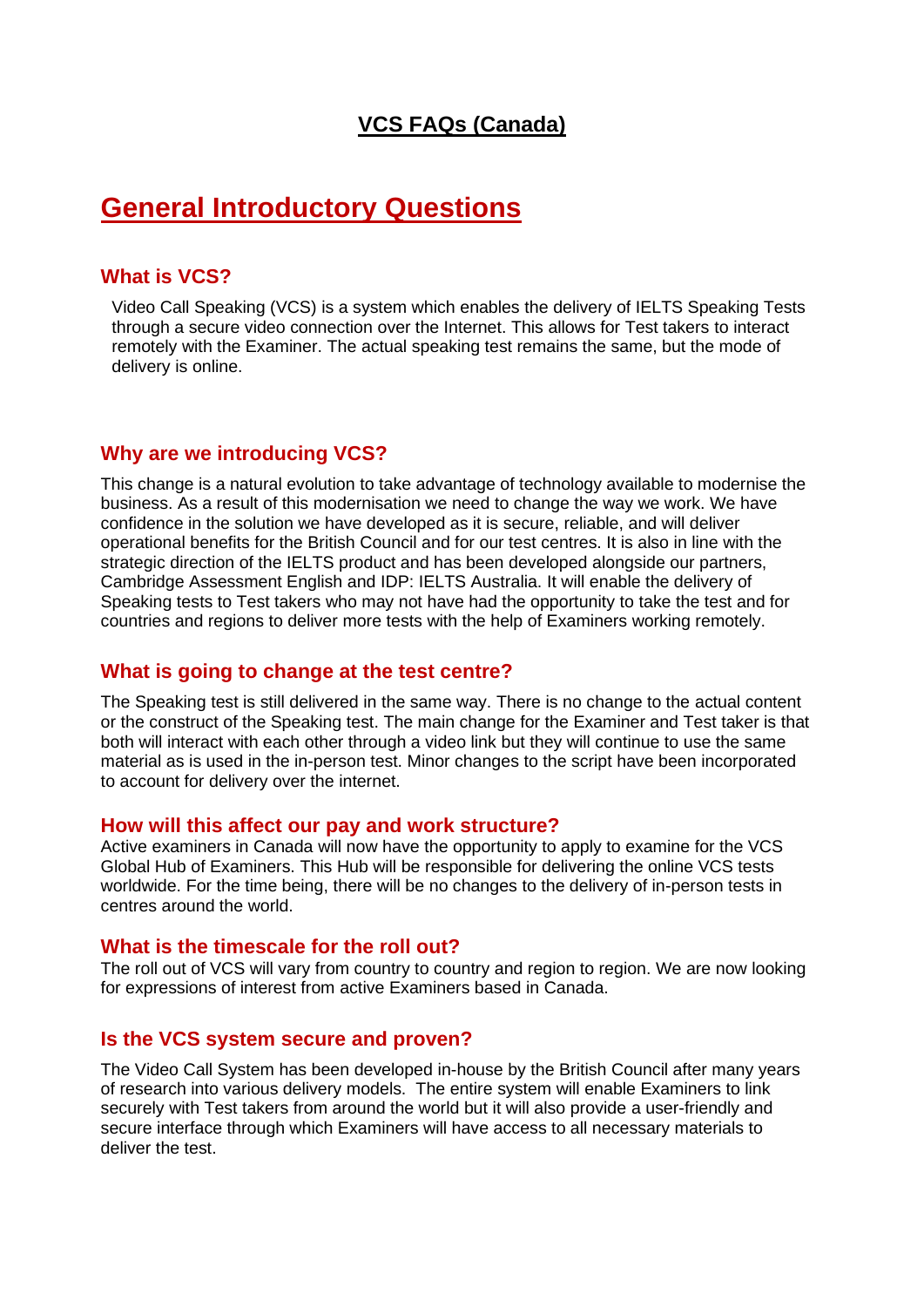# VCS FAQs (Canada)

## General Introductory Questions

### What is VCS?

Video Call Speaking (VCS) is a system which enables the delivery of IELTS Speaking Tests through a secure video connection over the Internet. This allows for Test takers to interact remotely with the Examiner. The actual speaking test remains the same, but the mode of delivery is online.

### Why are we introducing VCS?

This change is a natural evolution to take advantage of technology available to modernise the business. As a result of this modernisation we need to change the way we work. We have confidence in the solution we have developed as it is secure, reliable, and will deliver operational benefits for the British Council and for our test centres. It is also in line with the strategic direction of the IELTS product and has been developed alongside our partners, Cambridge Assessment English and IDP: IELTS Australia. It will enable the delivery of Speaking tests to Test takers who may not have had the opportunity to take the test and for countries and regions to deliver more tests with the help of Examiners working remotely.

### What is going to change at the test centre?

The Speaking test is still delivered in the same way. There is no change to the actual content or the construct of the Speaking test. The main change for the Examiner and Test taker is that both will interact with each other through a video link but they will continue to use the same material as is used in the in-person test. Minor changes to the script have been incorporated to account for delivery over the internet.

### How will this affect our pay and work structure?

Active examiners in Canada will now have the opportunity to apply to examine for the VCS Global Hub of Examiners. This Hub will be responsible for delivering the online VCS tests worldwide. For the time being, there will be no changes to the delivery of in-person tests in centres around the world.

### What is the timescale for the roll out?

The roll out of VCS will vary from country to country and region to region. We are now looking for expressions of interest from active Examiners based in Canada.

### Is the VCS system secure and proven?

The Video Call System has been developed in-house by the British Council after many years of research into various delivery models. The entire system will enable Examiners to link securely with Test takers from around the world but it will also provide a user-friendly and secure interface through which Examiners will have access to all necessary materials to deliver the test.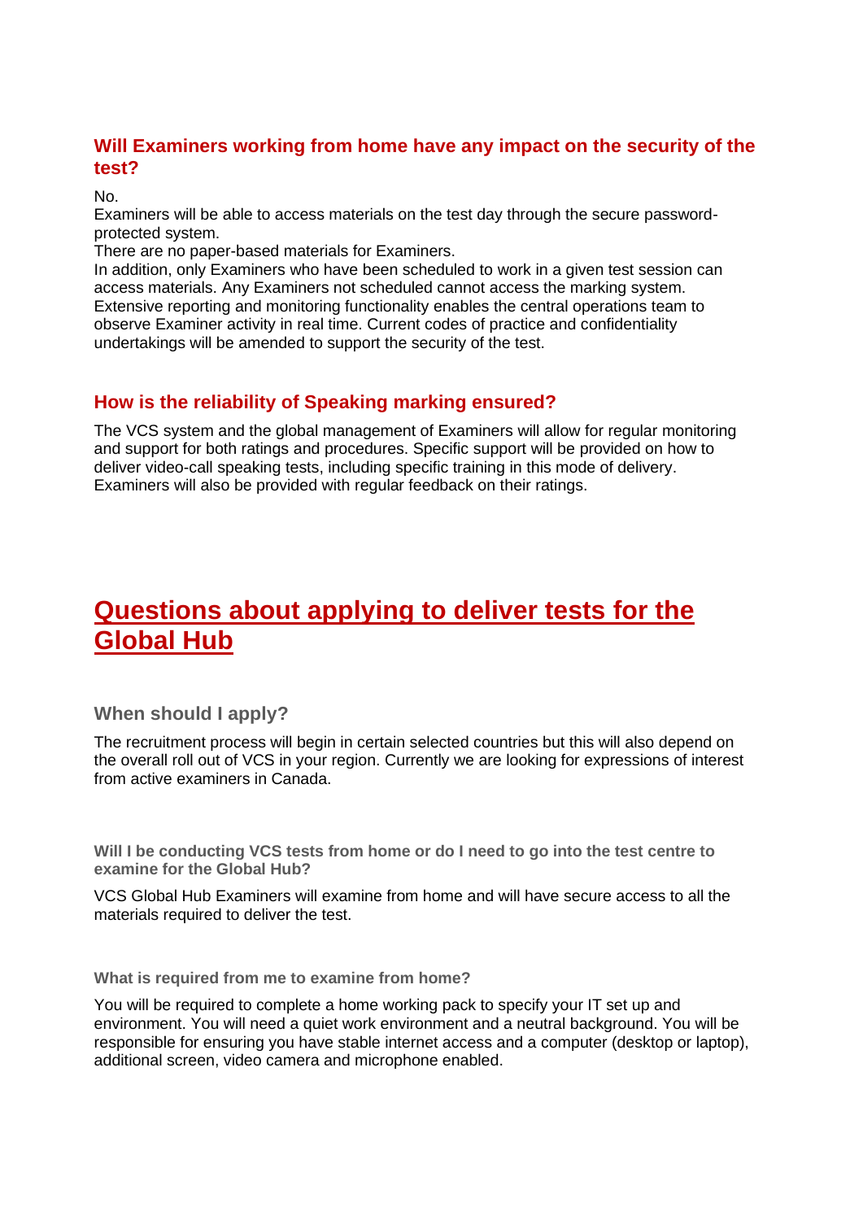### Will Examiners working from home have any impact on the security of the test?

No.
Examiners will be able to access materials on the test day through the secure password-protected system.
There are no paper-based materials for Examiners.
In addition, only Examiners who have been scheduled to work in a given test session can access materials. Any Examiners not scheduled cannot access the marking system.
Extensive reporting and monitoring functionality enables the central operations team to observe Examiner activity in real time. Current codes of practice and confidentiality undertakings will be amended to support the security of the test.

### How is the reliability of Speaking marking ensured?

The VCS system and the global management of Examiners will allow for regular monitoring and support for both ratings and procedures. Specific support will be provided on how to deliver video-call speaking tests, including specific training in this mode of delivery. Examiners will also be provided with regular feedback on their ratings.

## Questions about applying to deliver tests for the Global Hub

### When should I apply?

The recruitment process will begin in certain selected countries but this will also depend on the overall roll out of VCS in your region. Currently we are looking for expressions of interest from active examiners in Canada.

#### Will I be conducting VCS tests from home or do I need to go into the test centre to examine for the Global Hub?

VCS Global Hub Examiners will examine from home and will have secure access to all the materials required to deliver the test.

#### What is required from me to examine from home?

You will be required to complete a home working pack to specify your IT set up and environment. You will need a quiet work environment and a neutral background. You will be responsible for ensuring you have stable internet access and a computer (desktop or laptop), additional screen, video camera and microphone enabled.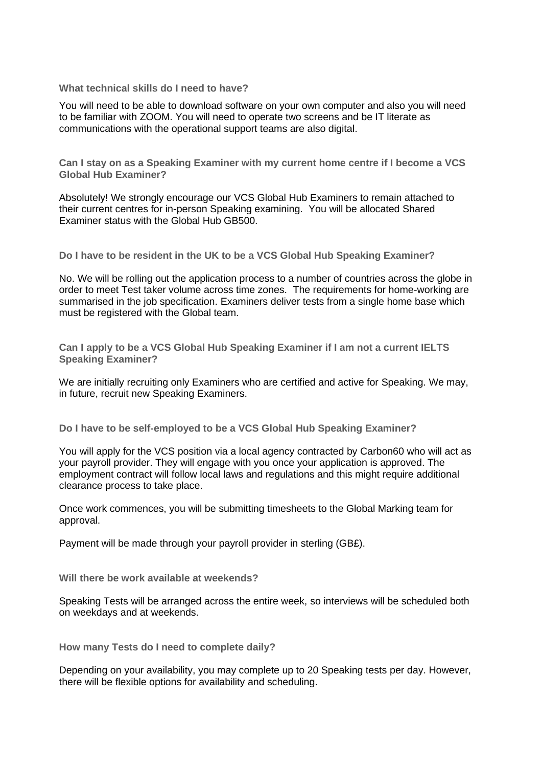**What technical skills do I need to have?**

You will need to be able to download software on your own computer and also you will need to be familiar with ZOOM. You will need to operate two screens and be IT literate as communications with the operational support teams are also digital.

**Can I stay on as a Speaking Examiner with my current home centre if I become a VCS Global Hub Examiner?**

Absolutely! We strongly encourage our VCS Global Hub Examiners to remain attached to their current centres for in-person Speaking examining. You will be allocated Shared Examiner status with the Global Hub GB500.

**Do I have to be resident in the UK to be a VCS Global Hub Speaking Examiner?**

No. We will be rolling out the application process to a number of countries across the globe in order to meet Test taker volume across time zones. The requirements for home-working are summarised in the job specification. Examiners deliver tests from a single home base which must be registered with the Global team.

**Can I apply to be a VCS Global Hub Speaking Examiner if I am not a current IELTS Speaking Examiner?**

We are initially recruiting only Examiners who are certified and active for Speaking. We may, in future, recruit new Speaking Examiners.

**Do I have to be self-employed to be a VCS Global Hub Speaking Examiner?**

You will apply for the VCS position via a local agency contracted by Carbon60 who will act as your payroll provider. They will engage with you once your application is approved. The employment contract will follow local laws and regulations and this might require additional clearance process to take place.

Once work commences, you will be submitting timesheets to the Global Marking team for approval.

Payment will be made through your payroll provider in sterling (GB£).

**Will there be work available at weekends?**

Speaking Tests will be arranged across the entire week, so interviews will be scheduled both on weekdays and at weekends.

**How many Tests do I need to complete daily?**

Depending on your availability, you may complete up to 20 Speaking tests per day. However, there will be flexible options for availability and scheduling.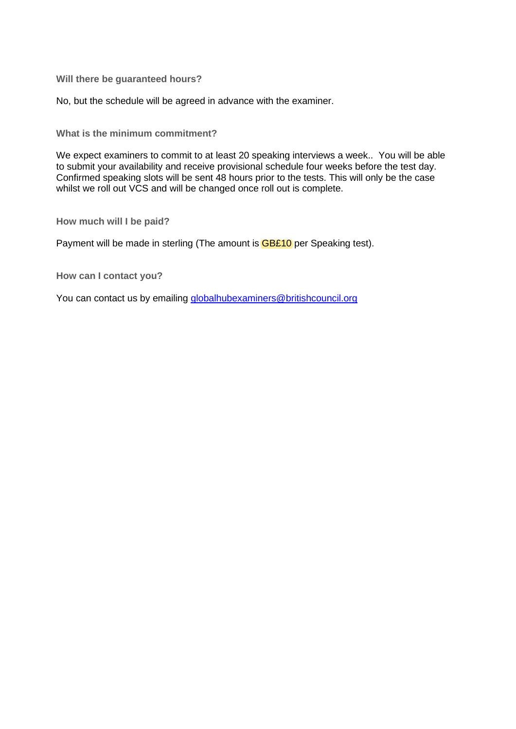**Will there be guaranteed hours?**

No, but the schedule will be agreed in advance with the examiner.

**What is the minimum commitment?**

We expect examiners to commit to at least 20 speaking interviews a week.. You will be able to submit your availability and receive provisional schedule four weeks before the test day. Confirmed speaking slots will be sent 48 hours prior to the tests. This will only be the case whilst we roll out VCS and will be changed once roll out is complete.

**How much will I be paid?**

Payment will be made in sterling (The amount is GB£10 per Speaking test).

**How can I contact you?**

You can contact us by emailing globalhubexaminers@britishcouncil.org